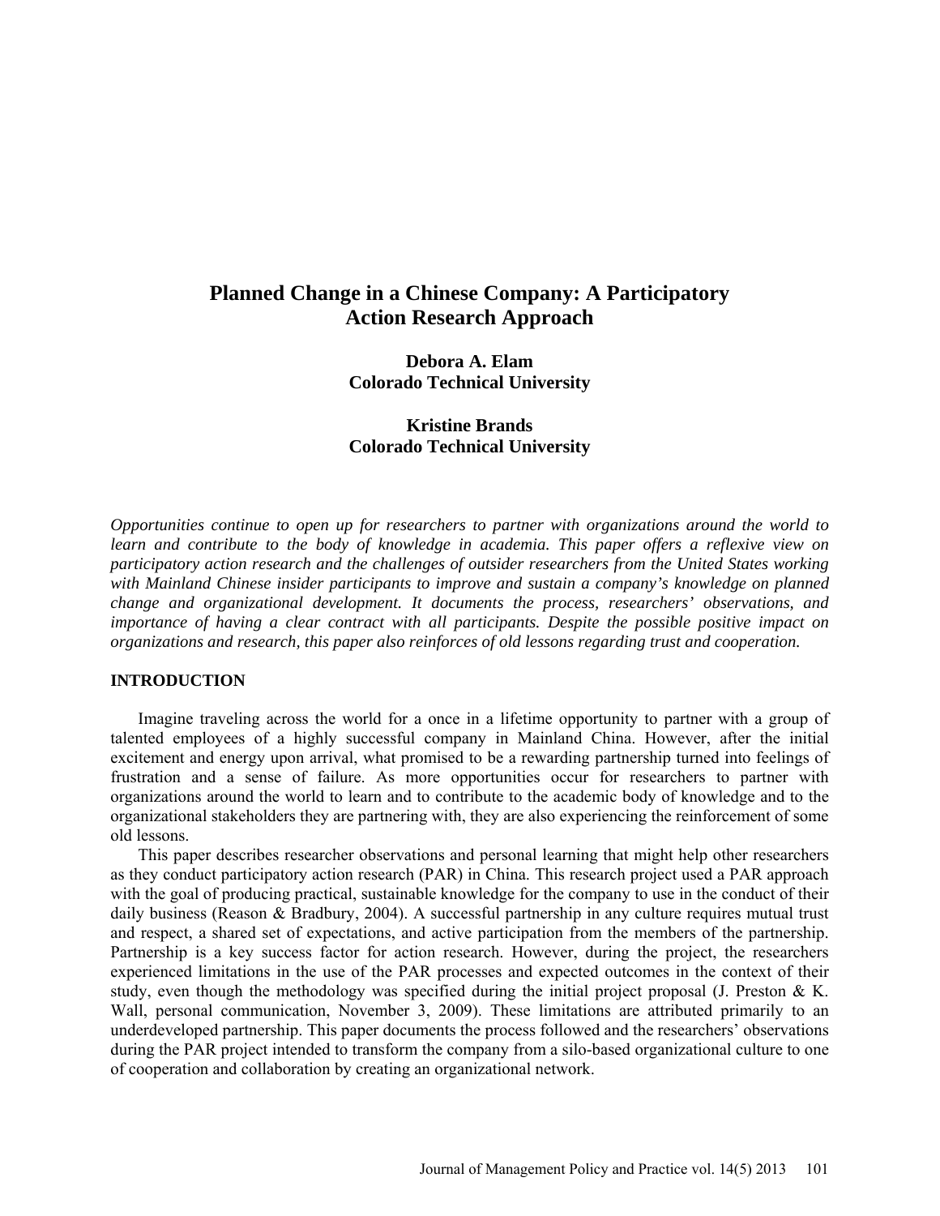# Planned Change in a Chinese Company: A Participatory Action Research Approach

**Debora A. Elam**
**Colorado Technical University**

**Kristine Brands**
**Colorado Technical University**

*Opportunities continue to open up for researchers to partner with organizations around the world to learn and contribute to the body of knowledge in academia. This paper offers a reflexive view on participatory action research and the challenges of outsider researchers from the United States working with Mainland Chinese insider participants to improve and sustain a company's knowledge on planned change and organizational development. It documents the process, researchers' observations, and importance of having a clear contract with all participants. Despite the possible positive impact on organizations and research, this paper also reinforces of old lessons regarding trust and cooperation.*

## INTRODUCTION

Imagine traveling across the world for a once in a lifetime opportunity to partner with a group of talented employees of a highly successful company in Mainland China. However, after the initial excitement and energy upon arrival, what promised to be a rewarding partnership turned into feelings of frustration and a sense of failure. As more opportunities occur for researchers to partner with organizations around the world to learn and to contribute to the academic body of knowledge and to the organizational stakeholders they are partnering with, they are also experiencing the reinforcement of some old lessons.

This paper describes researcher observations and personal learning that might help other researchers as they conduct participatory action research (PAR) in China. This research project used a PAR approach with the goal of producing practical, sustainable knowledge for the company to use in the conduct of their daily business (Reason & Bradbury, 2004). A successful partnership in any culture requires mutual trust and respect, a shared set of expectations, and active participation from the members of the partnership. Partnership is a key success factor for action research. However, during the project, the researchers experienced limitations in the use of the PAR processes and expected outcomes in the context of their study, even though the methodology was specified during the initial project proposal (J. Preston & K. Wall, personal communication, November 3, 2009). These limitations are attributed primarily to an underdeveloped partnership. This paper documents the process followed and the researchers' observations during the PAR project intended to transform the company from a silo-based organizational culture to one of cooperation and collaboration by creating an organizational network.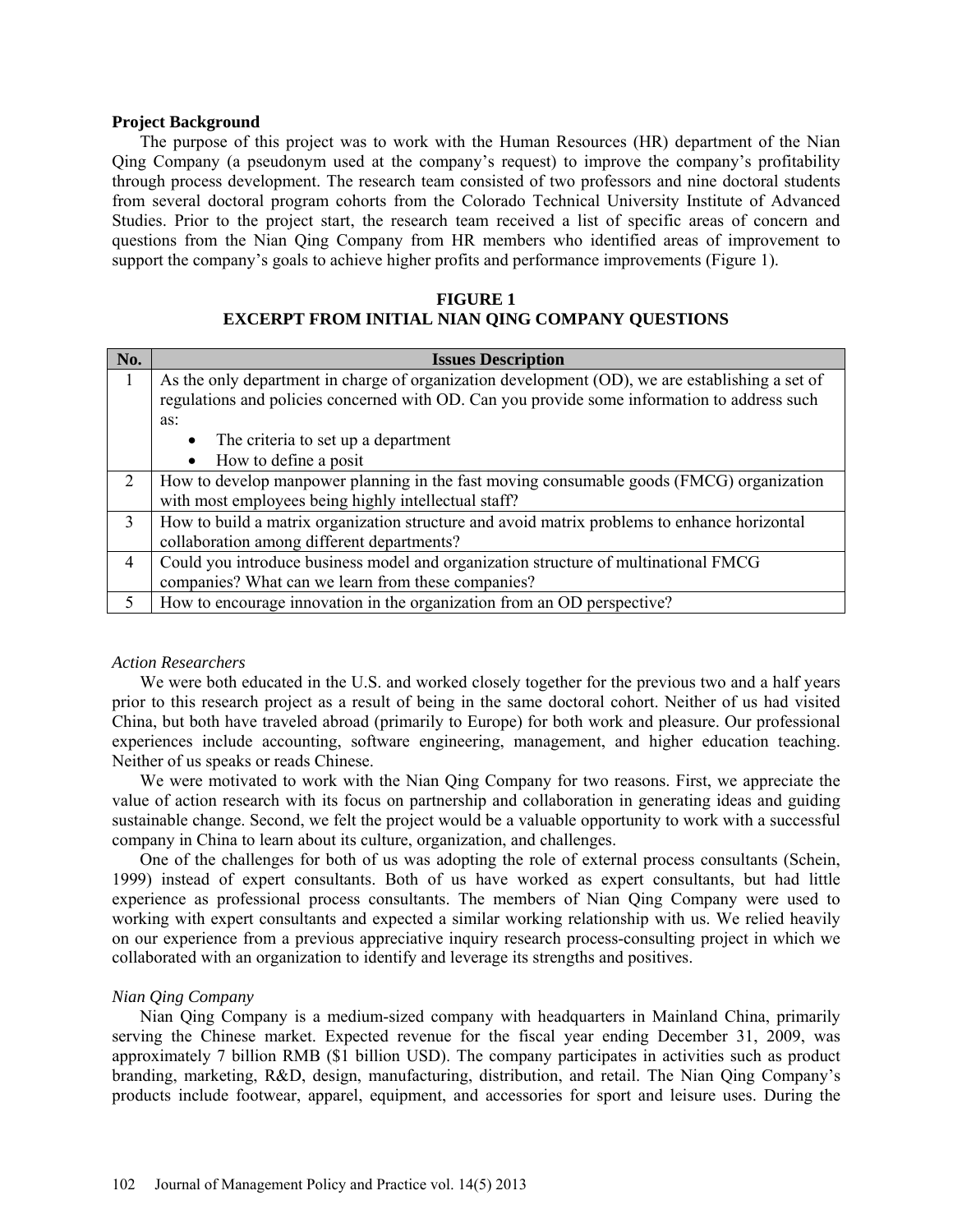**Project Background**

The purpose of this project was to work with the Human Resources (HR) department of the Nian Qing Company (a pseudonym used at the company's request) to improve the company's profitability through process development. The research team consisted of two professors and nine doctoral students from several doctoral program cohorts from the Colorado Technical University Institute of Advanced Studies. Prior to the project start, the research team received a list of specific areas of concern and questions from the Nian Qing Company from HR members who identified areas of improvement to support the company's goals to achieve higher profits and performance improvements (Figure 1).

**FIGURE 1**
**EXCERPT FROM INITIAL NIAN QING COMPANY QUESTIONS**

| No. | Issues Description |
|---|---|
| 1 | As the only department in charge of organization development (OD), we are establishing a set of regulations and policies concerned with OD. Can you provide some information to address such as: • The criteria to set up a department • How to define a posit |
| 2 | How to develop manpower planning in the fast moving consumable goods (FMCG) organization with most employees being highly intellectual staff? |
| 3 | How to build a matrix organization structure and avoid matrix problems to enhance horizontal collaboration among different departments? |
| 4 | Could you introduce business model and organization structure of multinational FMCG companies? What can we learn from these companies? |
| 5 | How to encourage innovation in the organization from an OD perspective? |

*Action Researchers*

We were both educated in the U.S. and worked closely together for the previous two and a half years prior to this research project as a result of being in the same doctoral cohort. Neither of us had visited China, but both have traveled abroad (primarily to Europe) for both work and pleasure. Our professional experiences include accounting, software engineering, management, and higher education teaching. Neither of us speaks or reads Chinese.

We were motivated to work with the Nian Qing Company for two reasons. First, we appreciate the value of action research with its focus on partnership and collaboration in generating ideas and guiding sustainable change. Second, we felt the project would be a valuable opportunity to work with a successful company in China to learn about its culture, organization, and challenges.

One of the challenges for both of us was adopting the role of external process consultants (Schein, 1999) instead of expert consultants. Both of us have worked as expert consultants, but had little experience as professional process consultants. The members of Nian Qing Company were used to working with expert consultants and expected a similar working relationship with us. We relied heavily on our experience from a previous appreciative inquiry research process-consulting project in which we collaborated with an organization to identify and leverage its strengths and positives.

*Nian Qing Company*

Nian Qing Company is a medium-sized company with headquarters in Mainland China, primarily serving the Chinese market. Expected revenue for the fiscal year ending December 31, 2009, was approximately 7 billion RMB ($1 billion USD). The company participates in activities such as product branding, marketing, R&D, design, manufacturing, distribution, and retail. The Nian Qing Company's products include footwear, apparel, equipment, and accessories for sport and leisure uses. During the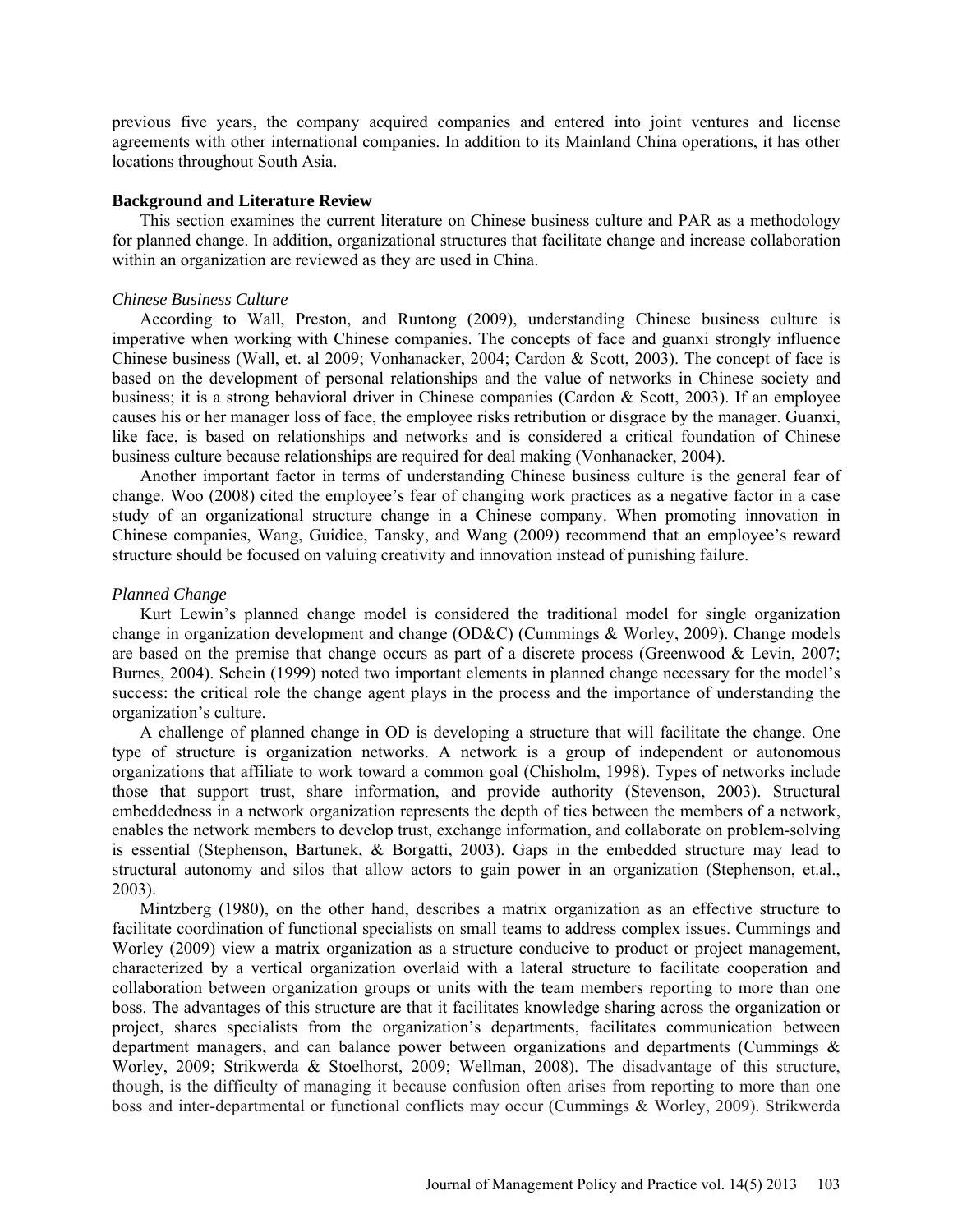previous five years, the company acquired companies and entered into joint ventures and license agreements with other international companies. In addition to its Mainland China operations, it has other locations throughout South Asia.

### Background and Literature Review

This section examines the current literature on Chinese business culture and PAR as a methodology for planned change. In addition, organizational structures that facilitate change and increase collaboration within an organization are reviewed as they are used in China.

#### *Chinese Business Culture*

According to Wall, Preston, and Runtong (2009), understanding Chinese business culture is imperative when working with Chinese companies. The concepts of face and guanxi strongly influence Chinese business (Wall, et. al 2009; Vonhanacker, 2004; Cardon & Scott, 2003). The concept of face is based on the development of personal relationships and the value of networks in Chinese society and business; it is a strong behavioral driver in Chinese companies (Cardon & Scott, 2003). If an employee causes his or her manager loss of face, the employee risks retribution or disgrace by the manager. Guanxi, like face, is based on relationships and networks and is considered a critical foundation of Chinese business culture because relationships are required for deal making (Vonhanacker, 2004).

Another important factor in terms of understanding Chinese business culture is the general fear of change. Woo (2008) cited the employee's fear of changing work practices as a negative factor in a case study of an organizational structure change in a Chinese company. When promoting innovation in Chinese companies, Wang, Guidice, Tansky, and Wang (2009) recommend that an employee's reward structure should be focused on valuing creativity and innovation instead of punishing failure.

#### *Planned Change*

Kurt Lewin's planned change model is considered the traditional model for single organization change in organization development and change (OD&C) (Cummings & Worley, 2009). Change models are based on the premise that change occurs as part of a discrete process (Greenwood & Levin, 2007; Burnes, 2004). Schein (1999) noted two important elements in planned change necessary for the model's success: the critical role the change agent plays in the process and the importance of understanding the organization's culture.

A challenge of planned change in OD is developing a structure that will facilitate the change. One type of structure is organization networks. A network is a group of independent or autonomous organizations that affiliate to work toward a common goal (Chisholm, 1998). Types of networks include those that support trust, share information, and provide authority (Stevenson, 2003). Structural embeddedness in a network organization represents the depth of ties between the members of a network, enables the network members to develop trust, exchange information, and collaborate on problem-solving is essential (Stephenson, Bartunek, & Borgatti, 2003). Gaps in the embedded structure may lead to structural autonomy and silos that allow actors to gain power in an organization (Stephenson, et.al., 2003).

Mintzberg (1980), on the other hand, describes a matrix organization as an effective structure to facilitate coordination of functional specialists on small teams to address complex issues. Cummings and Worley (2009) view a matrix organization as a structure conducive to product or project management, characterized by a vertical organization overlaid with a lateral structure to facilitate cooperation and collaboration between organization groups or units with the team members reporting to more than one boss. The advantages of this structure are that it facilitates knowledge sharing across the organization or project, shares specialists from the organization's departments, facilitates communication between department managers, and can balance power between organizations and departments (Cummings & Worley, 2009; Strikwerda & Stoelhorst, 2009; Wellman, 2008). The disadvantage of this structure, though, is the difficulty of managing it because confusion often arises from reporting to more than one boss and inter-departmental or functional conflicts may occur (Cummings & Worley, 2009). Strikwerda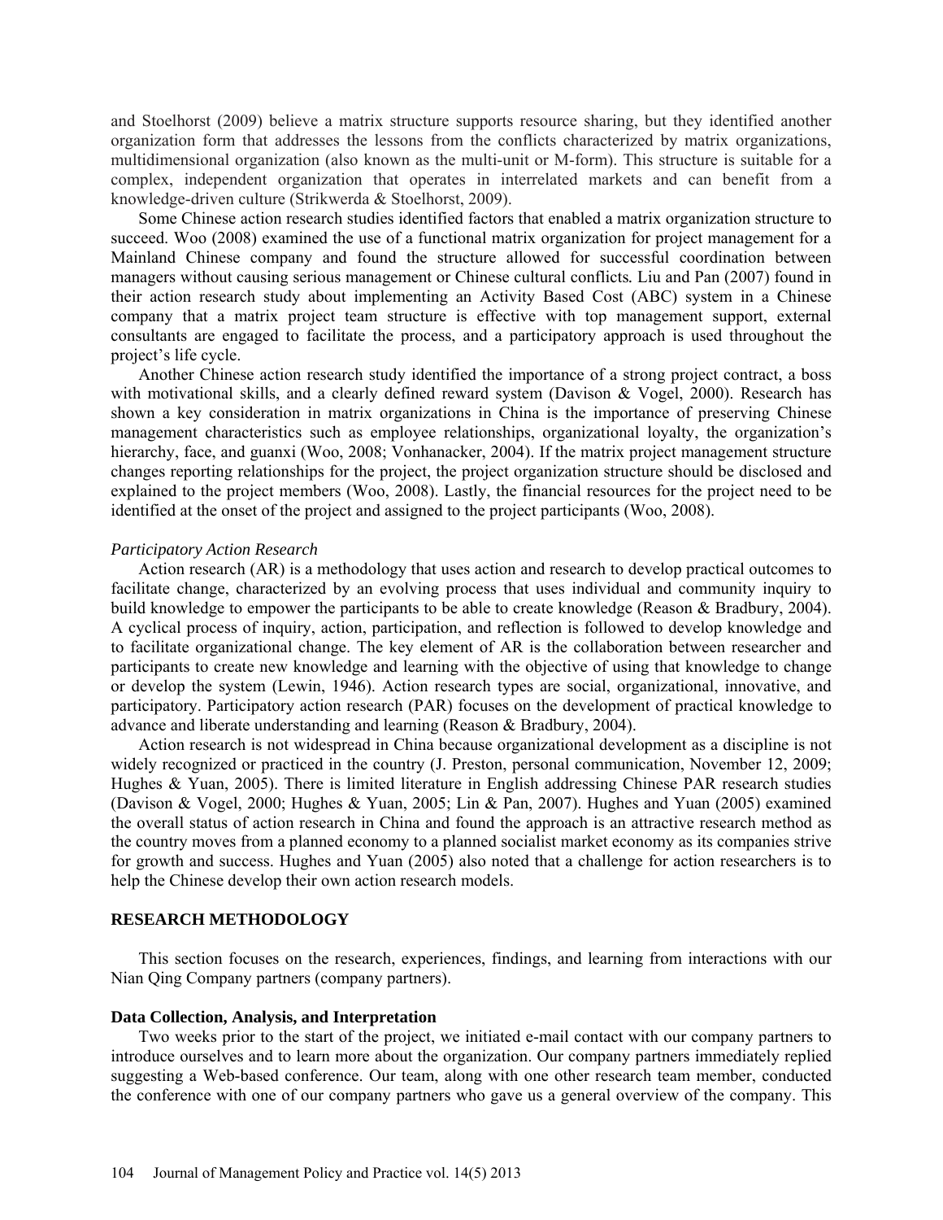and Stoelhorst (2009) believe a matrix structure supports resource sharing, but they identified another organization form that addresses the lessons from the conflicts characterized by matrix organizations, multidimensional organization (also known as the multi-unit or M-form). This structure is suitable for a complex, independent organization that operates in interrelated markets and can benefit from a knowledge-driven culture (Strikwerda & Stoelhorst, 2009).

Some Chinese action research studies identified factors that enabled a matrix organization structure to succeed. Woo (2008) examined the use of a functional matrix organization for project management for a Mainland Chinese company and found the structure allowed for successful coordination between managers without causing serious management or Chinese cultural conflicts. Liu and Pan (2007) found in their action research study about implementing an Activity Based Cost (ABC) system in a Chinese company that a matrix project team structure is effective with top management support, external consultants are engaged to facilitate the process, and a participatory approach is used throughout the project's life cycle.

Another Chinese action research study identified the importance of a strong project contract, a boss with motivational skills, and a clearly defined reward system (Davison & Vogel, 2000). Research has shown a key consideration in matrix organizations in China is the importance of preserving Chinese management characteristics such as employee relationships, organizational loyalty, the organization's hierarchy, face, and guanxi (Woo, 2008; Vonhanacker, 2004). If the matrix project management structure changes reporting relationships for the project, the project organization structure should be disclosed and explained to the project members (Woo, 2008). Lastly, the financial resources for the project need to be identified at the onset of the project and assigned to the project participants (Woo, 2008).

*Participatory Action Research*

Action research (AR) is a methodology that uses action and research to develop practical outcomes to facilitate change, characterized by an evolving process that uses individual and community inquiry to build knowledge to empower the participants to be able to create knowledge (Reason & Bradbury, 2004). A cyclical process of inquiry, action, participation, and reflection is followed to develop knowledge and to facilitate organizational change. The key element of AR is the collaboration between researcher and participants to create new knowledge and learning with the objective of using that knowledge to change or develop the system (Lewin, 1946). Action research types are social, organizational, innovative, and participatory. Participatory action research (PAR) focuses on the development of practical knowledge to advance and liberate understanding and learning (Reason & Bradbury, 2004).

Action research is not widespread in China because organizational development as a discipline is not widely recognized or practiced in the country (J. Preston, personal communication, November 12, 2009; Hughes & Yuan, 2005). There is limited literature in English addressing Chinese PAR research studies (Davison & Vogel, 2000; Hughes & Yuan, 2005; Lin & Pan, 2007). Hughes and Yuan (2005) examined the overall status of action research in China and found the approach is an attractive research method as the country moves from a planned economy to a planned socialist market economy as its companies strive for growth and success. Hughes and Yuan (2005) also noted that a challenge for action researchers is to help the Chinese develop their own action research models.

## RESEARCH METHODOLOGY

This section focuses on the research, experiences, findings, and learning from interactions with our Nian Qing Company partners (company partners).

### Data Collection, Analysis, and Interpretation

Two weeks prior to the start of the project, we initiated e-mail contact with our company partners to introduce ourselves and to learn more about the organization. Our company partners immediately replied suggesting a Web-based conference. Our team, along with one other research team member, conducted the conference with one of our company partners who gave us a general overview of the company. This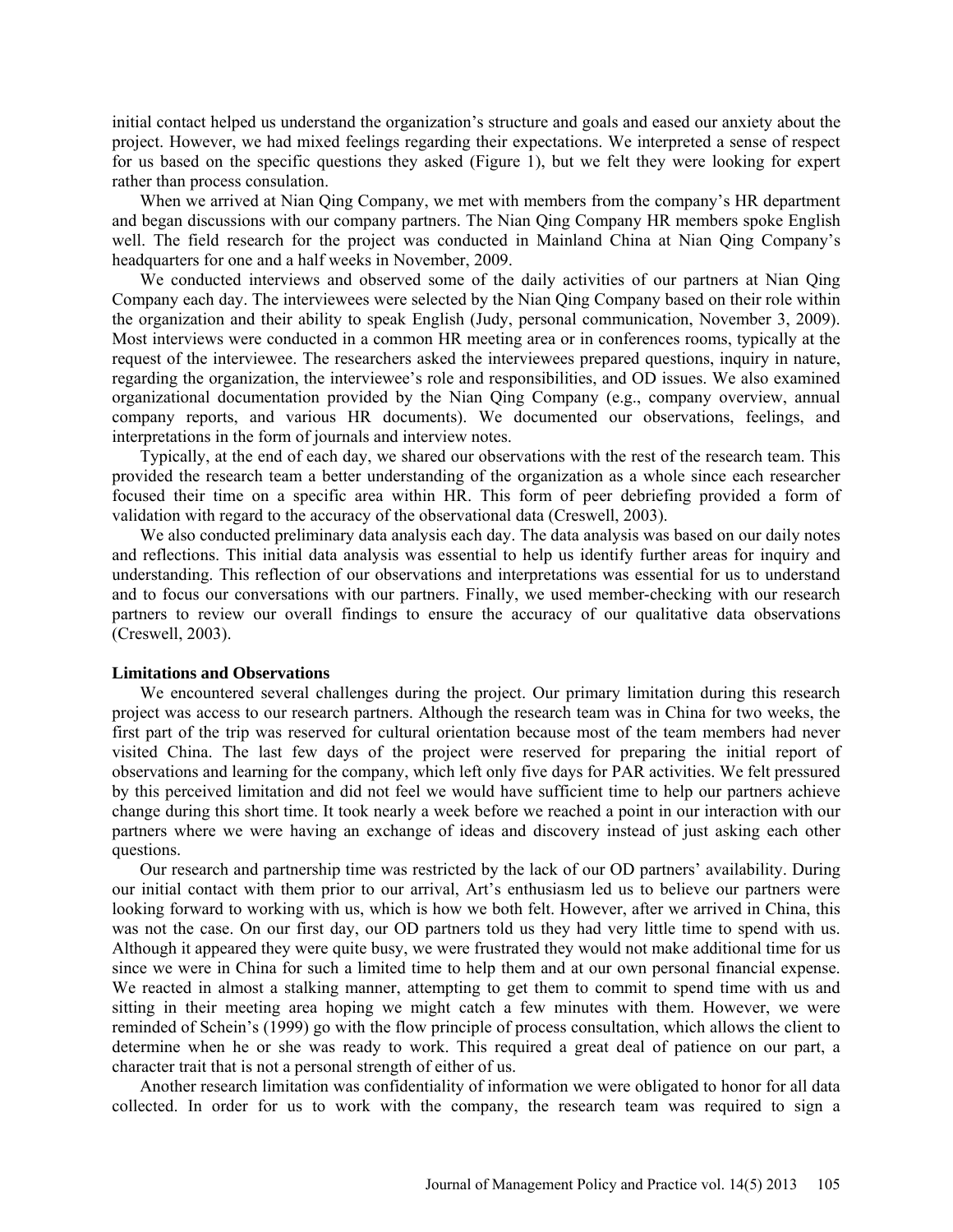initial contact helped us understand the organization's structure and goals and eased our anxiety about the project. However, we had mixed feelings regarding their expectations. We interpreted a sense of respect for us based on the specific questions they asked (Figure 1), but we felt they were looking for expert rather than process consulation.

When we arrived at Nian Qing Company, we met with members from the company's HR department and began discussions with our company partners. The Nian Qing Company HR members spoke English well. The field research for the project was conducted in Mainland China at Nian Qing Company's headquarters for one and a half weeks in November, 2009.

We conducted interviews and observed some of the daily activities of our partners at Nian Qing Company each day. The interviewees were selected by the Nian Qing Company based on their role within the organization and their ability to speak English (Judy, personal communication, November 3, 2009). Most interviews were conducted in a common HR meeting area or in conferences rooms, typically at the request of the interviewee. The researchers asked the interviewees prepared questions, inquiry in nature, regarding the organization, the interviewee's role and responsibilities, and OD issues. We also examined organizational documentation provided by the Nian Qing Company (e.g., company overview, annual company reports, and various HR documents). We documented our observations, feelings, and interpretations in the form of journals and interview notes.

Typically, at the end of each day, we shared our observations with the rest of the research team. This provided the research team a better understanding of the organization as a whole since each researcher focused their time on a specific area within HR. This form of peer debriefing provided a form of validation with regard to the accuracy of the observational data (Creswell, 2003).

We also conducted preliminary data analysis each day. The data analysis was based on our daily notes and reflections. This initial data analysis was essential to help us identify further areas for inquiry and understanding. This reflection of our observations and interpretations was essential for us to understand and to focus our conversations with our partners. Finally, we used member-checking with our research partners to review our overall findings to ensure the accuracy of our qualitative data observations (Creswell, 2003).

**Limitations and Observations**

We encountered several challenges during the project. Our primary limitation during this research project was access to our research partners. Although the research team was in China for two weeks, the first part of the trip was reserved for cultural orientation because most of the team members had never visited China. The last few days of the project were reserved for preparing the initial report of observations and learning for the company, which left only five days for PAR activities. We felt pressured by this perceived limitation and did not feel we would have sufficient time to help our partners achieve change during this short time. It took nearly a week before we reached a point in our interaction with our partners where we were having an exchange of ideas and discovery instead of just asking each other questions.

Our research and partnership time was restricted by the lack of our OD partners' availability. During our initial contact with them prior to our arrival, Art's enthusiasm led us to believe our partners were looking forward to working with us, which is how we both felt. However, after we arrived in China, this was not the case. On our first day, our OD partners told us they had very little time to spend with us. Although it appeared they were quite busy, we were frustrated they would not make additional time for us since we were in China for such a limited time to help them and at our own personal financial expense. We reacted in almost a stalking manner, attempting to get them to commit to spend time with us and sitting in their meeting area hoping we might catch a few minutes with them. However, we were reminded of Schein's (1999) go with the flow principle of process consultation, which allows the client to determine when he or she was ready to work. This required a great deal of patience on our part, a character trait that is not a personal strength of either of us.

Another research limitation was confidentiality of information we were obligated to honor for all data collected. In order for us to work with the company, the research team was required to sign a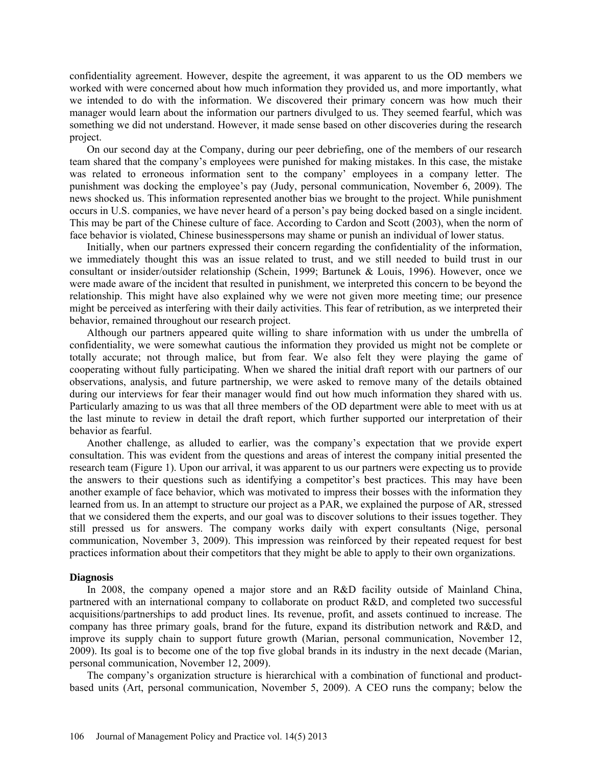confidentiality agreement. However, despite the agreement, it was apparent to us the OD members we worked with were concerned about how much information they provided us, and more importantly, what we intended to do with the information. We discovered their primary concern was how much their manager would learn about the information our partners divulged to us. They seemed fearful, which was something we did not understand. However, it made sense based on other discoveries during the research project.

On our second day at the Company, during our peer debriefing, one of the members of our research team shared that the company's employees were punished for making mistakes. In this case, the mistake was related to erroneous information sent to the company' employees in a company letter. The punishment was docking the employee's pay (Judy, personal communication, November 6, 2009). The news shocked us. This information represented another bias we brought to the project. While punishment occurs in U.S. companies, we have never heard of a person's pay being docked based on a single incident. This may be part of the Chinese culture of face. According to Cardon and Scott (2003), when the norm of face behavior is violated, Chinese businesspersons may shame or punish an individual of lower status.

Initially, when our partners expressed their concern regarding the confidentiality of the information, we immediately thought this was an issue related to trust, and we still needed to build trust in our consultant or insider/outsider relationship (Schein, 1999; Bartunek & Louis, 1996). However, once we were made aware of the incident that resulted in punishment, we interpreted this concern to be beyond the relationship. This might have also explained why we were not given more meeting time; our presence might be perceived as interfering with their daily activities. This fear of retribution, as we interpreted their behavior, remained throughout our research project.

Although our partners appeared quite willing to share information with us under the umbrella of confidentiality, we were somewhat cautious the information they provided us might not be complete or totally accurate; not through malice, but from fear. We also felt they were playing the game of cooperating without fully participating. When we shared the initial draft report with our partners of our observations, analysis, and future partnership, we were asked to remove many of the details obtained during our interviews for fear their manager would find out how much information they shared with us. Particularly amazing to us was that all three members of the OD department were able to meet with us at the last minute to review in detail the draft report, which further supported our interpretation of their behavior as fearful.

Another challenge, as alluded to earlier, was the company's expectation that we provide expert consultation. This was evident from the questions and areas of interest the company initial presented the research team (Figure 1). Upon our arrival, it was apparent to us our partners were expecting us to provide the answers to their questions such as identifying a competitor's best practices. This may have been another example of face behavior, which was motivated to impress their bosses with the information they learned from us. In an attempt to structure our project as a PAR, we explained the purpose of AR, stressed that we considered them the experts, and our goal was to discover solutions to their issues together. They still pressed us for answers. The company works daily with expert consultants (Nige, personal communication, November 3, 2009). This impression was reinforced by their repeated request for best practices information about their competitors that they might be able to apply to their own organizations.

### Diagnosis

In 2008, the company opened a major store and an R&D facility outside of Mainland China, partnered with an international company to collaborate on product R&D, and completed two successful acquisitions/partnerships to add product lines. Its revenue, profit, and assets continued to increase. The company has three primary goals, brand for the future, expand its distribution network and R&D, and improve its supply chain to support future growth (Marian, personal communication, November 12, 2009). Its goal is to become one of the top five global brands in its industry in the next decade (Marian, personal communication, November 12, 2009).

The company's organization structure is hierarchical with a combination of functional and product-based units (Art, personal communication, November 5, 2009). A CEO runs the company; below the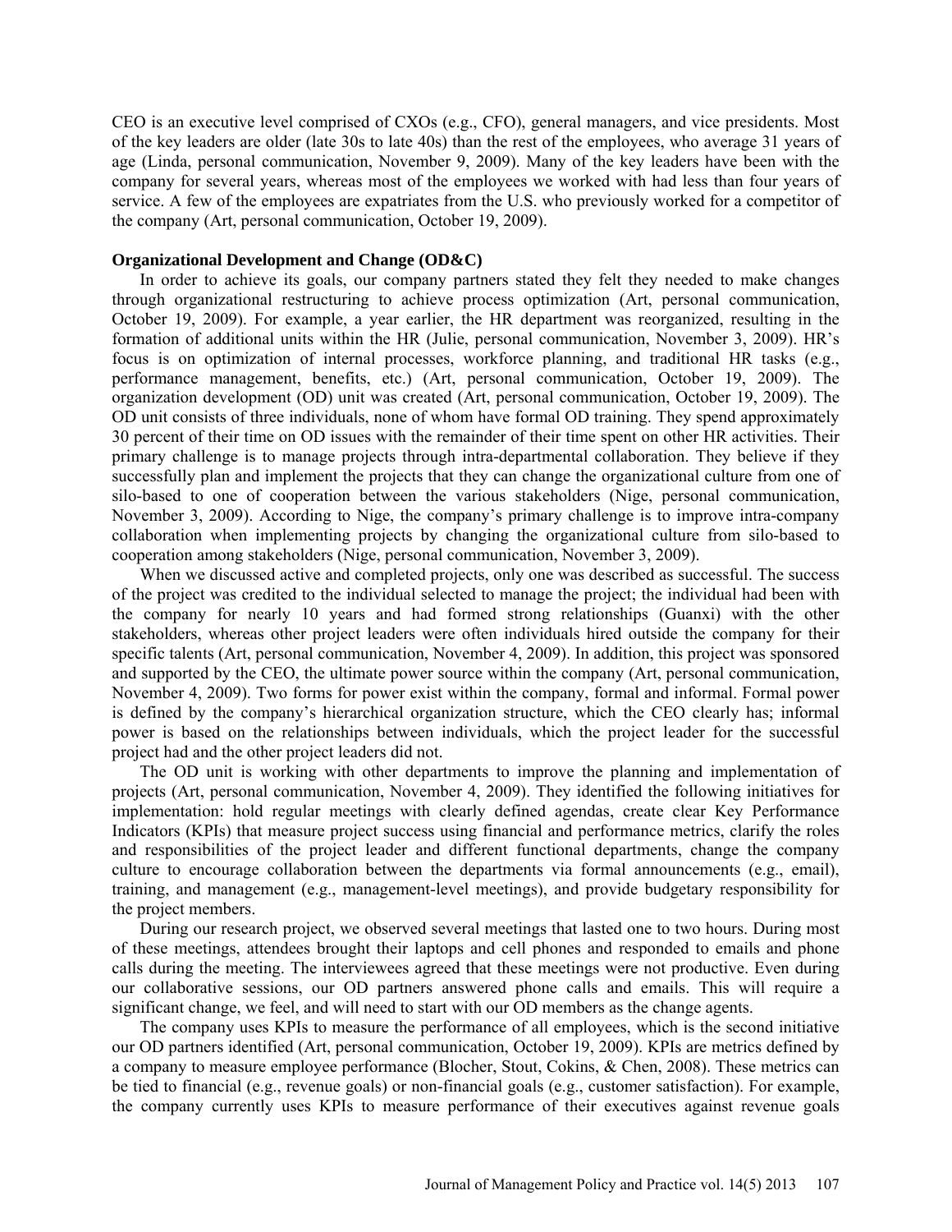CEO is an executive level comprised of CXOs (e.g., CFO), general managers, and vice presidents. Most of the key leaders are older (late 30s to late 40s) than the rest of the employees, who average 31 years of age (Linda, personal communication, November 9, 2009). Many of the key leaders have been with the company for several years, whereas most of the employees we worked with had less than four years of service. A few of the employees are expatriates from the U.S. who previously worked for a competitor of the company (Art, personal communication, October 19, 2009).

### Organizational Development and Change (OD&C)

In order to achieve its goals, our company partners stated they felt they needed to make changes through organizational restructuring to achieve process optimization (Art, personal communication, October 19, 2009). For example, a year earlier, the HR department was reorganized, resulting in the formation of additional units within the HR (Julie, personal communication, November 3, 2009). HR's focus is on optimization of internal processes, workforce planning, and traditional HR tasks (e.g., performance management, benefits, etc.) (Art, personal communication, October 19, 2009). The organization development (OD) unit was created (Art, personal communication, October 19, 2009). The OD unit consists of three individuals, none of whom have formal OD training. They spend approximately 30 percent of their time on OD issues with the remainder of their time spent on other HR activities. Their primary challenge is to manage projects through intra-departmental collaboration. They believe if they successfully plan and implement the projects that they can change the organizational culture from one of silo-based to one of cooperation between the various stakeholders (Nige, personal communication, November 3, 2009). According to Nige, the company's primary challenge is to improve intra-company collaboration when implementing projects by changing the organizational culture from silo-based to cooperation among stakeholders (Nige, personal communication, November 3, 2009).

When we discussed active and completed projects, only one was described as successful. The success of the project was credited to the individual selected to manage the project; the individual had been with the company for nearly 10 years and had formed strong relationships (Guanxi) with the other stakeholders, whereas other project leaders were often individuals hired outside the company for their specific talents (Art, personal communication, November 4, 2009). In addition, this project was sponsored and supported by the CEO, the ultimate power source within the company (Art, personal communication, November 4, 2009). Two forms for power exist within the company, formal and informal. Formal power is defined by the company's hierarchical organization structure, which the CEO clearly has; informal power is based on the relationships between individuals, which the project leader for the successful project had and the other project leaders did not.

The OD unit is working with other departments to improve the planning and implementation of projects (Art, personal communication, November 4, 2009). They identified the following initiatives for implementation: hold regular meetings with clearly defined agendas, create clear Key Performance Indicators (KPIs) that measure project success using financial and performance metrics, clarify the roles and responsibilities of the project leader and different functional departments, change the company culture to encourage collaboration between the departments via formal announcements (e.g., email), training, and management (e.g., management-level meetings), and provide budgetary responsibility for the project members.

During our research project, we observed several meetings that lasted one to two hours. During most of these meetings, attendees brought their laptops and cell phones and responded to emails and phone calls during the meeting. The interviewees agreed that these meetings were not productive. Even during our collaborative sessions, our OD partners answered phone calls and emails. This will require a significant change, we feel, and will need to start with our OD members as the change agents.

The company uses KPIs to measure the performance of all employees, which is the second initiative our OD partners identified (Art, personal communication, October 19, 2009). KPIs are metrics defined by a company to measure employee performance (Blocher, Stout, Cokins, & Chen, 2008). These metrics can be tied to financial (e.g., revenue goals) or non-financial goals (e.g., customer satisfaction). For example, the company currently uses KPIs to measure performance of their executives against revenue goals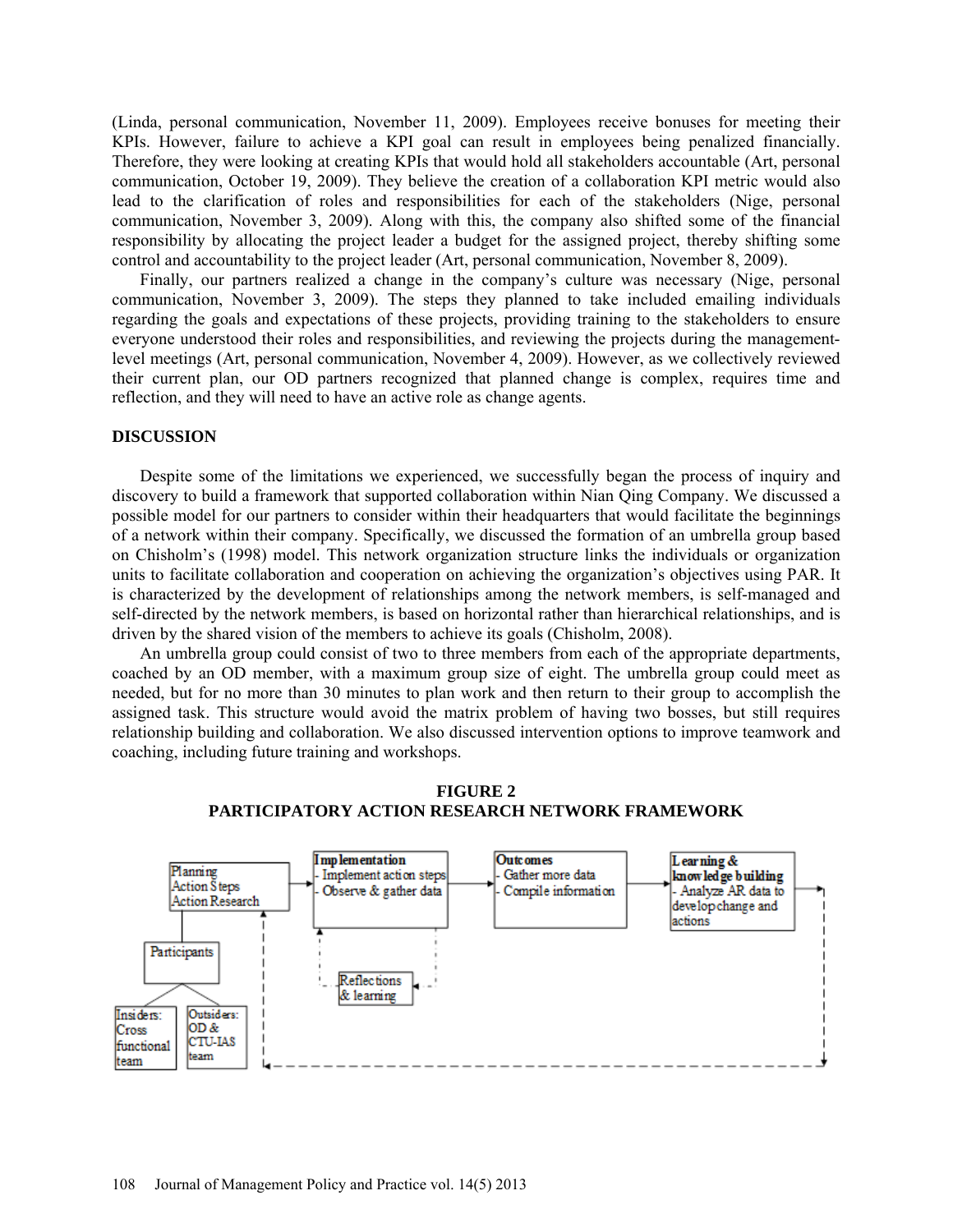(Linda, personal communication, November 11, 2009). Employees receive bonuses for meeting their KPIs. However, failure to achieve a KPI goal can result in employees being penalized financially. Therefore, they were looking at creating KPIs that would hold all stakeholders accountable (Art, personal communication, October 19, 2009). They believe the creation of a collaboration KPI metric would also lead to the clarification of roles and responsibilities for each of the stakeholders (Nige, personal communication, November 3, 2009). Along with this, the company also shifted some of the financial responsibility by allocating the project leader a budget for the assigned project, thereby shifting some control and accountability to the project leader (Art, personal communication, November 8, 2009).

Finally, our partners realized a change in the company's culture was necessary (Nige, personal communication, November 3, 2009). The steps they planned to take included emailing individuals regarding the goals and expectations of these projects, providing training to the stakeholders to ensure everyone understood their roles and responsibilities, and reviewing the projects during the management-level meetings (Art, personal communication, November 4, 2009). However, as we collectively reviewed their current plan, our OD partners recognized that planned change is complex, requires time and reflection, and they will need to have an active role as change agents.

## DISCUSSION

Despite some of the limitations we experienced, we successfully began the process of inquiry and discovery to build a framework that supported collaboration within Nian Qing Company. We discussed a possible model for our partners to consider within their headquarters that would facilitate the beginnings of a network within their company. Specifically, we discussed the formation of an umbrella group based on Chisholm's (1998) model. This network organization structure links the individuals or organization units to facilitate collaboration and cooperation on achieving the organization's objectives using PAR. It is characterized by the development of relationships among the network members, is self-managed and self-directed by the network members, is based on horizontal rather than hierarchical relationships, and is driven by the shared vision of the members to achieve its goals (Chisholm, 2008).

An umbrella group could consist of two to three members from each of the appropriate departments, coached by an OD member, with a maximum group size of eight. The umbrella group could meet as needed, but for no more than 30 minutes to plan work and then return to their group to accomplish the assigned task. This structure would avoid the matrix problem of having two bosses, but still requires relationship building and collaboration. We also discussed intervention options to improve teamwork and coaching, including future training and workshops.

**FIGURE 2**
**PARTICIPATORY ACTION RESEARCH NETWORK FRAMEWORK**

Planning Action Steps Action Research → **Implementation** - Implement action steps - Observe & gather data → **Outcomes** - Gather more data - Compile information → **Learning & knowledge building** - Analyze AR data to develop change and actions

Reflections & learning

Participants: Insiders: Cross functional team; Outsiders: OD & CTU-IAS team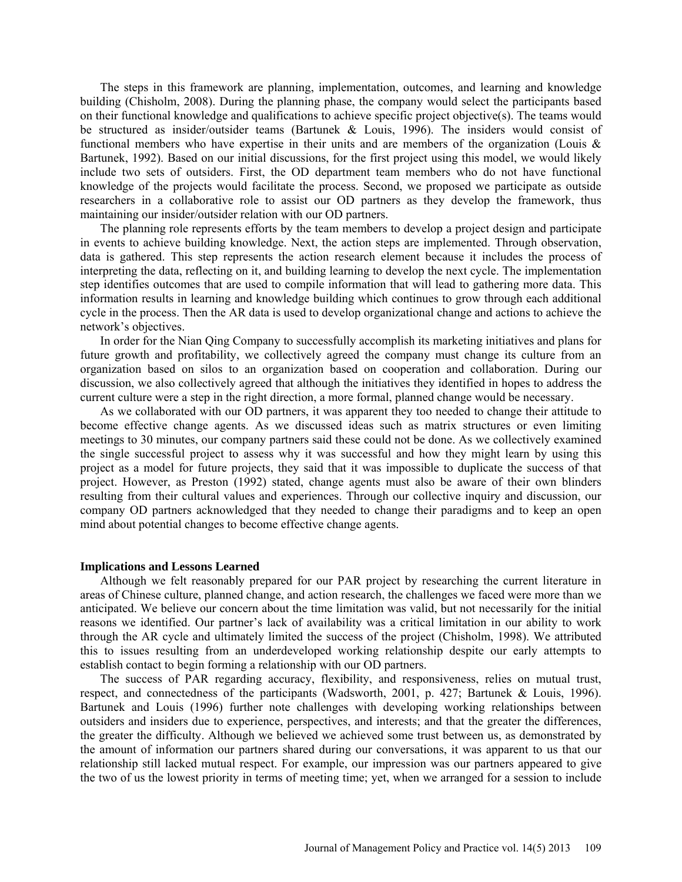The steps in this framework are planning, implementation, outcomes, and learning and knowledge building (Chisholm, 2008). During the planning phase, the company would select the participants based on their functional knowledge and qualifications to achieve specific project objective(s). The teams would be structured as insider/outsider teams (Bartunek & Louis, 1996). The insiders would consist of functional members who have expertise in their units and are members of the organization (Louis & Bartunek, 1992). Based on our initial discussions, for the first project using this model, we would likely include two sets of outsiders. First, the OD department team members who do not have functional knowledge of the projects would facilitate the process. Second, we proposed we participate as outside researchers in a collaborative role to assist our OD partners as they develop the framework, thus maintaining our insider/outsider relation with our OD partners.

The planning role represents efforts by the team members to develop a project design and participate in events to achieve building knowledge. Next, the action steps are implemented. Through observation, data is gathered. This step represents the action research element because it includes the process of interpreting the data, reflecting on it, and building learning to develop the next cycle. The implementation step identifies outcomes that are used to compile information that will lead to gathering more data. This information results in learning and knowledge building which continues to grow through each additional cycle in the process. Then the AR data is used to develop organizational change and actions to achieve the network's objectives.

In order for the Nian Qing Company to successfully accomplish its marketing initiatives and plans for future growth and profitability, we collectively agreed the company must change its culture from an organization based on silos to an organization based on cooperation and collaboration. During our discussion, we also collectively agreed that although the initiatives they identified in hopes to address the current culture were a step in the right direction, a more formal, planned change would be necessary.

As we collaborated with our OD partners, it was apparent they too needed to change their attitude to become effective change agents. As we discussed ideas such as matrix structures or even limiting meetings to 30 minutes, our company partners said these could not be done. As we collectively examined the single successful project to assess why it was successful and how they might learn by using this project as a model for future projects, they said that it was impossible to duplicate the success of that project. However, as Preston (1992) stated, change agents must also be aware of their own blinders resulting from their cultural values and experiences. Through our collective inquiry and discussion, our company OD partners acknowledged that they needed to change their paradigms and to keep an open mind about potential changes to become effective change agents.

### Implications and Lessons Learned

Although we felt reasonably prepared for our PAR project by researching the current literature in areas of Chinese culture, planned change, and action research, the challenges we faced were more than we anticipated. We believe our concern about the time limitation was valid, but not necessarily for the initial reasons we identified. Our partner's lack of availability was a critical limitation in our ability to work through the AR cycle and ultimately limited the success of the project (Chisholm, 1998). We attributed this to issues resulting from an underdeveloped working relationship despite our early attempts to establish contact to begin forming a relationship with our OD partners.

The success of PAR regarding accuracy, flexibility, and responsiveness, relies on mutual trust, respect, and connectedness of the participants (Wadsworth, 2001, p. 427; Bartunek & Louis, 1996). Bartunek and Louis (1996) further note challenges with developing working relationships between outsiders and insiders due to experience, perspectives, and interests; and that the greater the differences, the greater the difficulty. Although we believed we achieved some trust between us, as demonstrated by the amount of information our partners shared during our conversations, it was apparent to us that our relationship still lacked mutual respect. For example, our impression was our partners appeared to give the two of us the lowest priority in terms of meeting time; yet, when we arranged for a session to include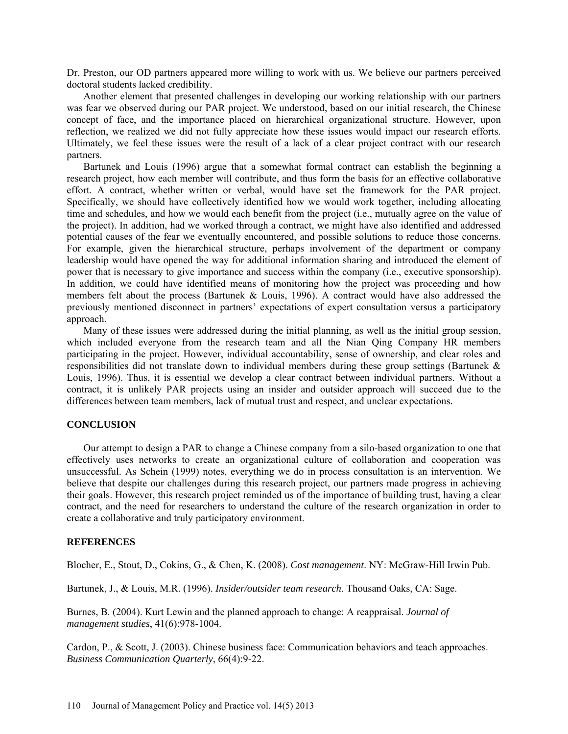Dr. Preston, our OD partners appeared more willing to work with us. We believe our partners perceived doctoral students lacked credibility.

Another element that presented challenges in developing our working relationship with our partners was fear we observed during our PAR project. We understood, based on our initial research, the Chinese concept of face, and the importance placed on hierarchical organizational structure. However, upon reflection, we realized we did not fully appreciate how these issues would impact our research efforts. Ultimately, we feel these issues were the result of a lack of a clear project contract with our research partners.

Bartunek and Louis (1996) argue that a somewhat formal contract can establish the beginning a research project, how each member will contribute, and thus form the basis for an effective collaborative effort. A contract, whether written or verbal, would have set the framework for the PAR project. Specifically, we should have collectively identified how we would work together, including allocating time and schedules, and how we would each benefit from the project (i.e., mutually agree on the value of the project). In addition, had we worked through a contract, we might have also identified and addressed potential causes of the fear we eventually encountered, and possible solutions to reduce those concerns. For example, given the hierarchical structure, perhaps involvement of the department or company leadership would have opened the way for additional information sharing and introduced the element of power that is necessary to give importance and success within the company (i.e., executive sponsorship). In addition, we could have identified means of monitoring how the project was proceeding and how members felt about the process (Bartunek & Louis, 1996). A contract would have also addressed the previously mentioned disconnect in partners' expectations of expert consultation versus a participatory approach.

Many of these issues were addressed during the initial planning, as well as the initial group session, which included everyone from the research team and all the Nian Qing Company HR members participating in the project. However, individual accountability, sense of ownership, and clear roles and responsibilities did not translate down to individual members during these group settings (Bartunek & Louis, 1996). Thus, it is essential we develop a clear contract between individual partners. Without a contract, it is unlikely PAR projects using an insider and outsider approach will succeed due to the differences between team members, lack of mutual trust and respect, and unclear expectations.

## CONCLUSION

Our attempt to design a PAR to change a Chinese company from a silo-based organization to one that effectively uses networks to create an organizational culture of collaboration and cooperation was unsuccessful. As Schein (1999) notes, everything we do in process consultation is an intervention. We believe that despite our challenges during this research project, our partners made progress in achieving their goals. However, this research project reminded us of the importance of building trust, having a clear contract, and the need for researchers to understand the culture of the research organization in order to create a collaborative and truly participatory environment.

## REFERENCES

Blocher, E., Stout, D., Cokins, G., & Chen, K. (2008). *Cost management*. NY: McGraw-Hill Irwin Pub.

Bartunek, J., & Louis, M.R. (1996). *Insider/outsider team research*. Thousand Oaks, CA: Sage.

Burnes, B. (2004). Kurt Lewin and the planned approach to change: A reappraisal. *Journal of management studies*, 41(6):978-1004.

Cardon, P., & Scott, J. (2003). Chinese business face: Communication behaviors and teach approaches. *Business Communication Quarterly*, 66(4):9-22.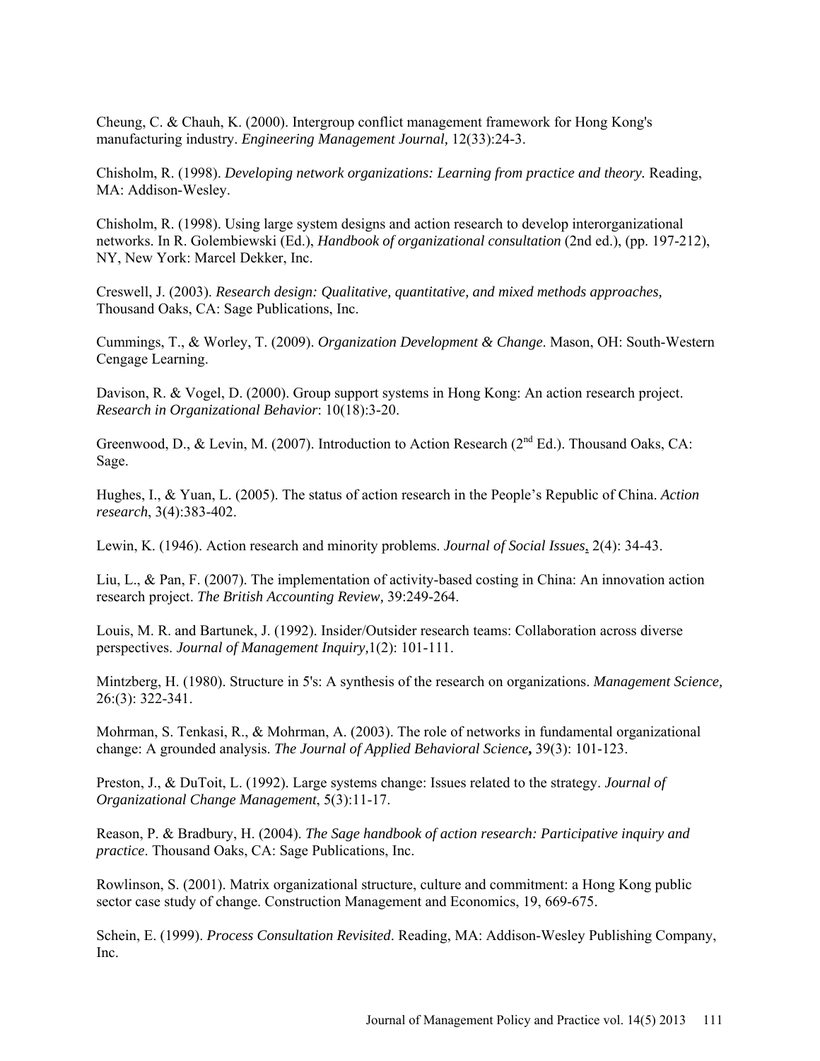Cheung, C. & Chauh, K. (2000). Intergroup conflict management framework for Hong Kong's manufacturing industry. *Engineering Management Journal,* 12(33):24-3.

Chisholm, R. (1998). *Developing network organizations: Learning from practice and theory.* Reading, MA: Addison-Wesley.

Chisholm, R. (1998). Using large system designs and action research to develop interorganizational networks. In R. Golembiewski (Ed.), *Handbook of organizational consultation* (2nd ed.), (pp. 197-212), NY, New York: Marcel Dekker, Inc.

Creswell, J. (2003). *Research design: Qualitative, quantitative, and mixed methods approaches,* Thousand Oaks, CA: Sage Publications, Inc.

Cummings, T., & Worley, T. (2009). *Organization Development & Change*. Mason, OH: South-Western Cengage Learning.

Davison, R. & Vogel, D. (2000). Group support systems in Hong Kong: An action research project. *Research in Organizational Behavior*: 10(18):3-20.

Greenwood, D., & Levin, M. (2007). Introduction to Action Research (2nd Ed.). Thousand Oaks, CA: Sage.

Hughes, I., & Yuan, L. (2005). The status of action research in the People's Republic of China. *Action research*, 3(4):383-402.

Lewin, K. (1946). Action research and minority problems. *Journal of Social Issues*, 2(4): 34-43.

Liu, L., & Pan, F. (2007). The implementation of activity-based costing in China: An innovation action research project. *The British Accounting Review,* 39:249-264.

Louis, M. R. and Bartunek, J. (1992). Insider/Outsider research teams: Collaboration across diverse perspectives. *Journal of Management Inquiry,*1(2): 101-111.

Mintzberg, H. (1980). Structure in 5's: A synthesis of the research on organizations. *Management Science,* 26:(3): 322-341.

Mohrman, S. Tenkasi, R., & Mohrman, A. (2003). The role of networks in fundamental organizational change: A grounded analysis. *The Journal of Applied Behavioral Science***,** 39(3): 101-123.

Preston, J., & DuToit, L. (1992). Large systems change: Issues related to the strategy. *Journal of Organizational Change Management*, 5(3):11-17.

Reason, P. & Bradbury, H. (2004). *The Sage handbook of action research: Participative inquiry and practice*. Thousand Oaks, CA: Sage Publications, Inc.

Rowlinson, S. (2001). Matrix organizational structure, culture and commitment: a Hong Kong public sector case study of change. Construction Management and Economics, 19, 669-675.

Schein, E. (1999). *Process Consultation Revisited*. Reading, MA: Addison-Wesley Publishing Company, Inc.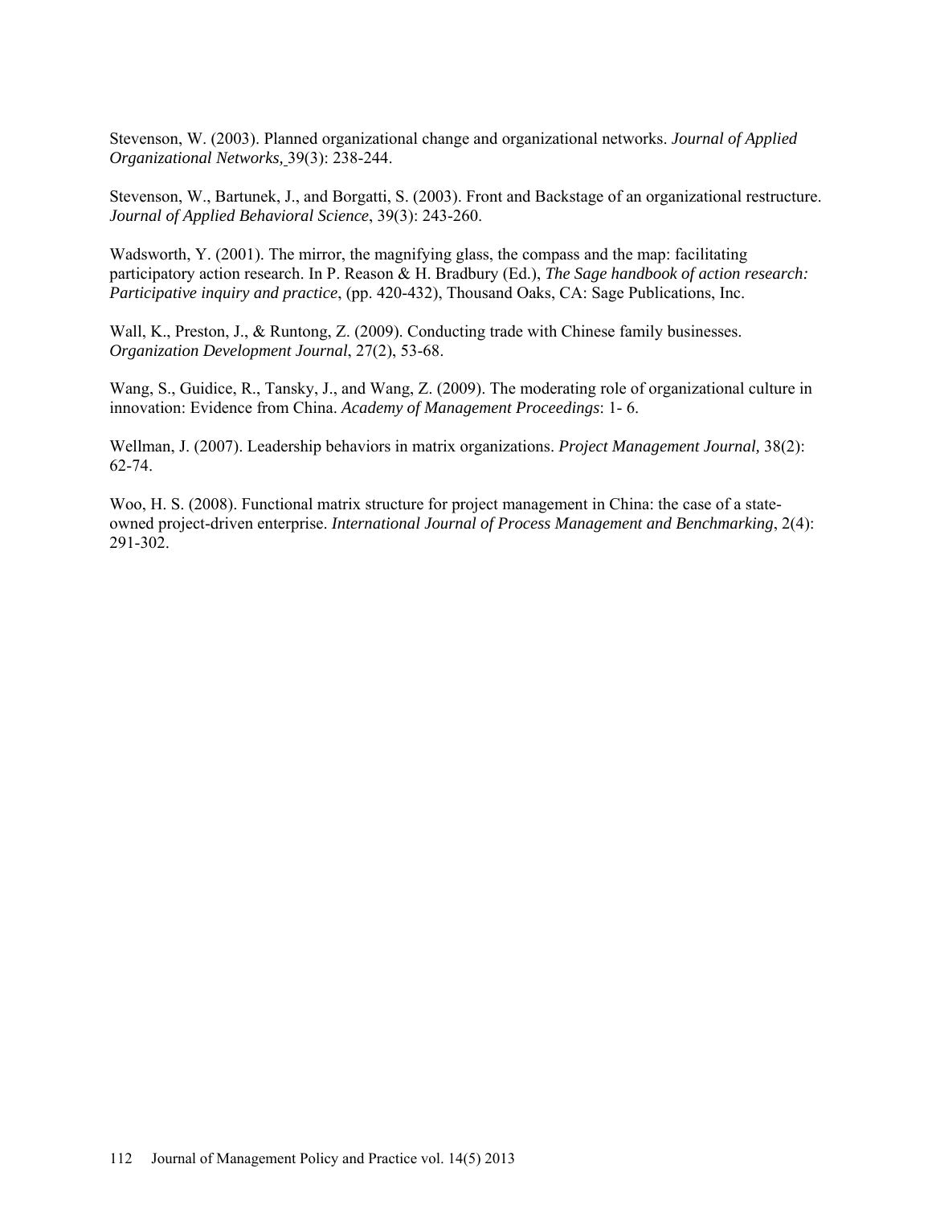Stevenson, W. (2003). Planned organizational change and organizational networks. *Journal of Applied Organizational Networks,* 39(3): 238-244.

Stevenson, W., Bartunek, J., and Borgatti, S. (2003). Front and Backstage of an organizational restructure. *Journal of Applied Behavioral Science*, 39(3): 243-260.

Wadsworth, Y. (2001). The mirror, the magnifying glass, the compass and the map: facilitating participatory action research. In P. Reason & H. Bradbury (Ed.), *The Sage handbook of action research: Participative inquiry and practice*, (pp. 420-432), Thousand Oaks, CA: Sage Publications, Inc.

Wall, K., Preston, J., & Runtong, Z. (2009). Conducting trade with Chinese family businesses. *Organization Development Journal*, 27(2), 53-68.

Wang, S., Guidice, R., Tansky, J., and Wang, Z. (2009). The moderating role of organizational culture in innovation: Evidence from China. *Academy of Management Proceedings*: 1- 6.

Wellman, J. (2007). Leadership behaviors in matrix organizations. *Project Management Journal,* 38(2): 62-74.

Woo, H. S. (2008). Functional matrix structure for project management in China: the case of a state-owned project-driven enterprise. *International Journal of Process Management and Benchmarking*, 2(4): 291-302.